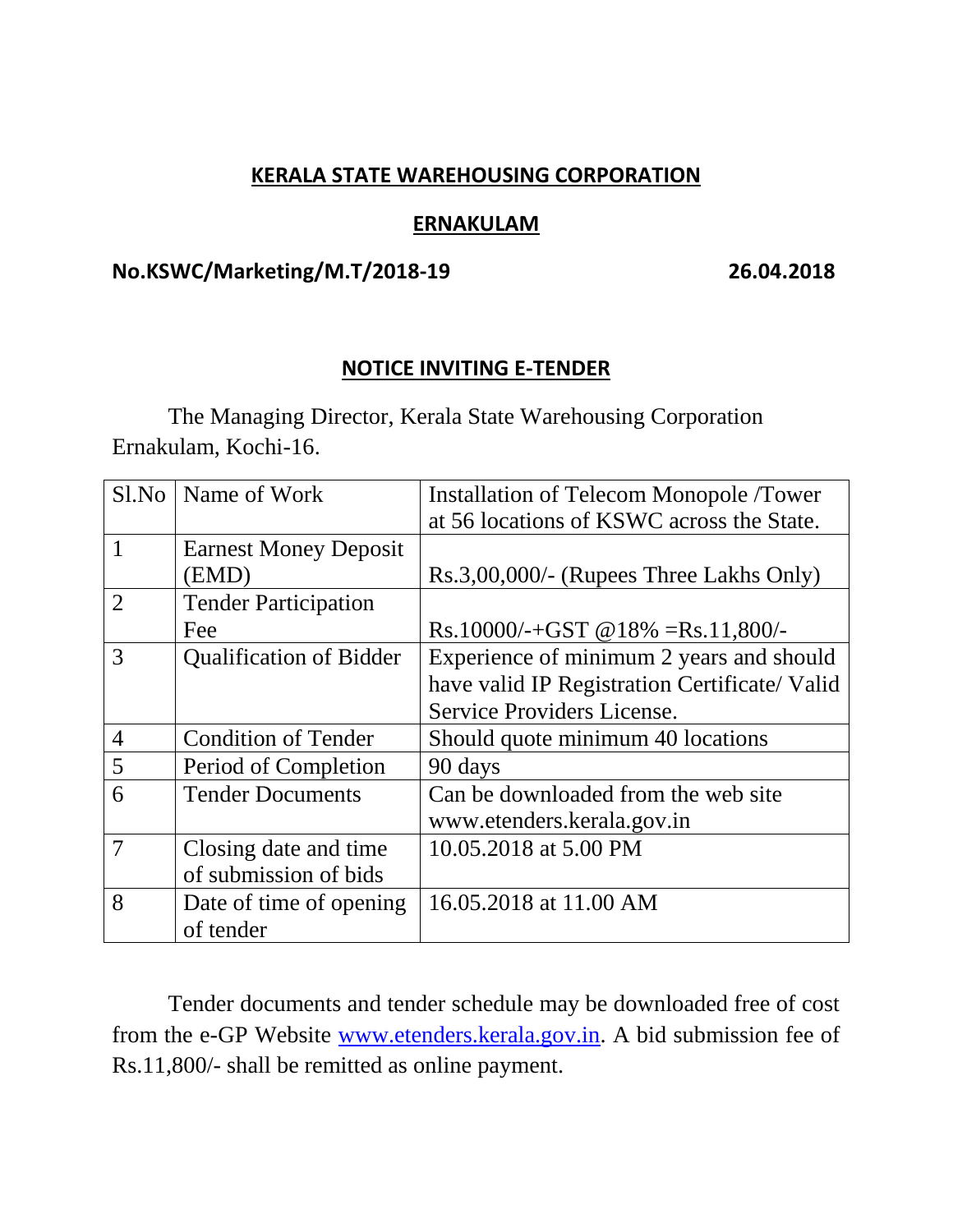# KERALA STATE WAREHOUSING CORPORATION

## ERNAKULAM

**No.KSWC/Marketing/M.T/2018-19** **26.04.2018**

## NOTICE INVITING E-TENDER

The Managing Director, Kerala State Warehousing Corporation Ernakulam, Kochi-16.

| Sl.No | Name of Work | Installation of Telecom Monopole /Tower at 56 locations of KSWC across the State. |
|---|---|---|
| 1 | Earnest Money Deposit (EMD) | Rs.3,00,000/- (Rupees Three Lakhs Only) |
| 2 | Tender Participation Fee | Rs.10000/-+GST @18% =Rs.11,800/- |
| 3 | Qualification of Bidder | Experience of minimum 2 years and should have valid IP Registration Certificate/ Valid Service Providers License. |
| 4 | Condition of Tender | Should quote minimum 40 locations |
| 5 | Period of Completion | 90 days |
| 6 | Tender Documents | Can be downloaded from the web site www.etenders.kerala.gov.in |
| 7 | Closing date and time of submission of bids | 10.05.2018 at 5.00 PM |
| 8 | Date of time of opening of tender | 16.05.2018 at 11.00 AM |

Tender documents and tender schedule may be downloaded free of cost from the e-GP Website www.etenders.kerala.gov.in. A bid submission fee of Rs.11,800/- shall be remitted as online payment.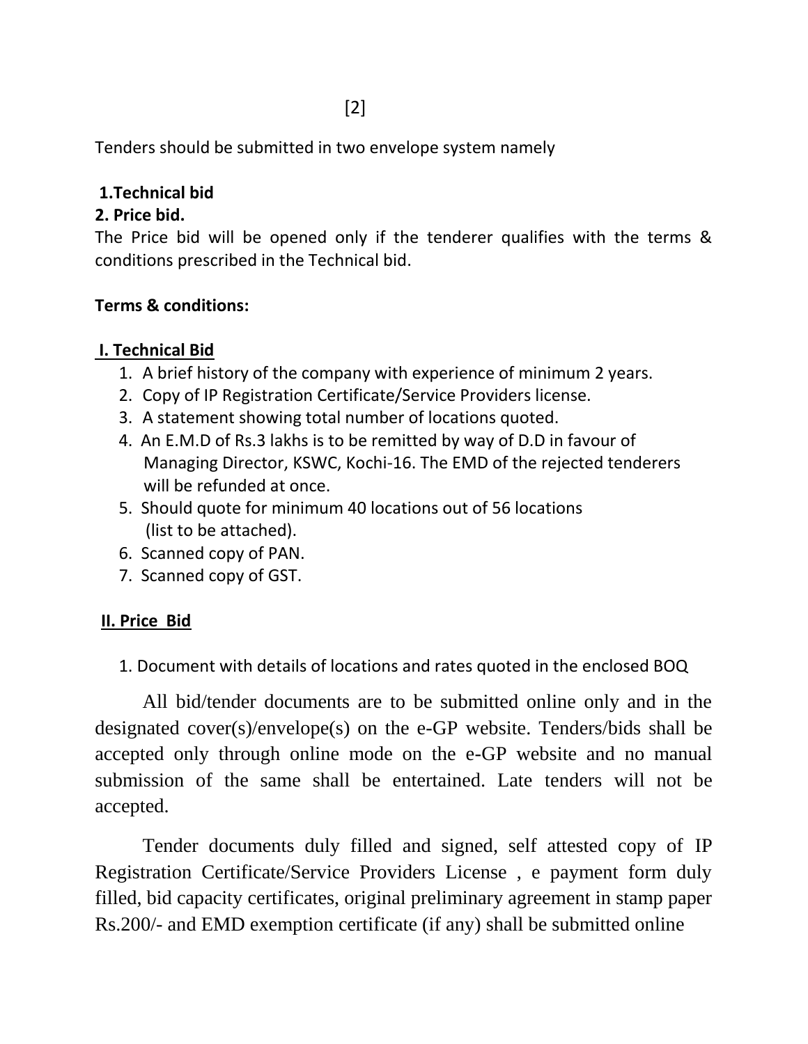Tenders should be submitted in two envelope system namely

**1.Technical bid**

**2. Price bid.**

The Price bid will be opened only if the tenderer qualifies with the terms & conditions prescribed in the Technical bid.

**Terms & conditions:**

**I. Technical Bid**

1. A brief history of the company with experience of minimum 2 years.
2. Copy of IP Registration Certificate/Service Providers license.
3. A statement showing total number of locations quoted.
4. An E.M.D of Rs.3 lakhs is to be remitted by way of D.D in favour of Managing Director, KSWC, Kochi-16. The EMD of the rejected tenderers will be refunded at once.
5. Should quote for minimum 40 locations out of 56 locations (list to be attached).
6. Scanned copy of PAN.
7. Scanned copy of GST.

**II. Price Bid**

1. Document with details of locations and rates quoted in the enclosed BOQ

All bid/tender documents are to be submitted online only and in the designated cover(s)/envelope(s) on the e-GP website. Tenders/bids shall be accepted only through online mode on the e-GP website and no manual submission of the same shall be entertained. Late tenders will not be accepted.

Tender documents duly filled and signed, self attested copy of IP Registration Certificate/Service Providers License , e payment form duly filled, bid capacity certificates, original preliminary agreement in stamp paper Rs.200/- and EMD exemption certificate (if any) shall be submitted online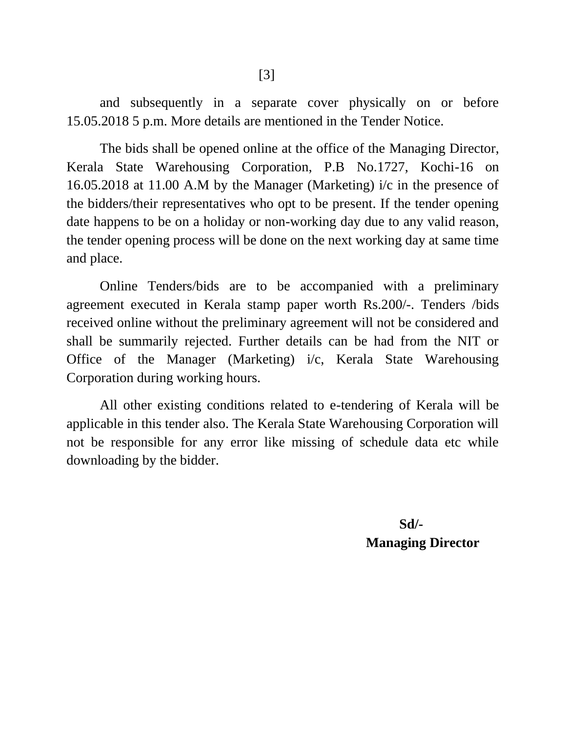and subsequently in a separate cover physically on or before 15.05.2018 5 p.m. More details are mentioned in the Tender Notice.

The bids shall be opened online at the office of the Managing Director, Kerala State Warehousing Corporation, P.B No.1727, Kochi-16 on 16.05.2018 at 11.00 A.M by the Manager (Marketing) i/c in the presence of the bidders/their representatives who opt to be present. If the tender opening date happens to be on a holiday or non-working day due to any valid reason, the tender opening process will be done on the next working day at same time and place.

Online Tenders/bids are to be accompanied with a preliminary agreement executed in Kerala stamp paper worth Rs.200/-. Tenders /bids received online without the preliminary agreement will not be considered and shall be summarily rejected. Further details can be had from the NIT or Office of the Manager (Marketing) i/c, Kerala State Warehousing Corporation during working hours.

All other existing conditions related to e-tendering of Kerala will be applicable in this tender also. The Kerala State Warehousing Corporation will not be responsible for any error like missing of schedule data etc while downloading by the bidder.

**Sd/-**
**Managing Director**